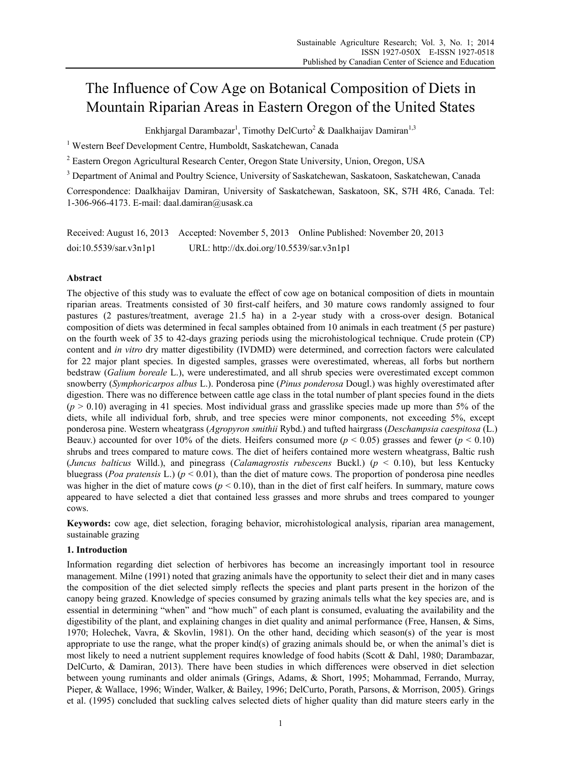# The Influence of Cow Age on Botanical Composition of Diets in Mountain Riparian Areas in Eastern Oregon of the United States

Enkhjargal Darambazar[1], Timothy DelCurto[2] & Daalkhaijav Damiran[1,3]

[1] Western Beef Development Centre, Humboldt, Saskatchewan, Canada

[2] Eastern Oregon Agricultural Research Center, Oregon State University, Union, Oregon, USA

[3] Department of Animal and Poultry Science, University of Saskatchewan, Saskatoon, Saskatchewan, Canada

Correspondence: Daalkhaijav Damiran, University of Saskatchewan, Saskatoon, SK, S7H 4R6, Canada. Tel: 1-306-966-4173. E-mail: daal.damiran@usask.ca

Received: August 16, 2013 Accepted: November 5, 2013 Online Published: November 20, 2013

doi:10.5539/sar.v3n1p1 URL: http://dx.doi.org/10.5539/sar.v3n1p1

## Abstract

The objective of this study was to evaluate the effect of cow age on botanical composition of diets in mountain riparian areas. Treatments consisted of 30 first-calf heifers, and 30 mature cows randomly assigned to four pastures (2 pastures/treatment, average 21.5 ha) in a 2-year study with a cross-over design. Botanical composition of diets was determined in fecal samples obtained from 10 animals in each treatment (5 per pasture) on the fourth week of 35 to 42-days grazing periods using the microhistological technique. Crude protein (CP) content and *in vitro* dry matter digestibility (IVDMD) were determined, and correction factors were calculated for 22 major plant species. In digested samples, grasses were overestimated, whereas, all forbs but northern bedstraw (*Galium boreale* L.), were underestimated, and all shrub species were overestimated except common snowberry (*Symphoricarpos albus* L.). Ponderosa pine (*Pinus ponderosa* Dougl.) was highly overestimated after digestion. There was no difference between cattle age class in the total number of plant species found in the diets ($p > 0.10$) averaging in 41 species. Most individual grass and grasslike species made up more than 5% of the diets, while all individual forb, shrub, and tree species were minor components, not exceeding 5%, except ponderosa pine. Western wheatgrass (*Agropyron smithii* Rybd.) and tufted hairgrass (*Deschampsia caespitosa* (L.) Beauv.) accounted for over 10% of the diets. Heifers consumed more ($p < 0.05$) grasses and fewer ($p < 0.10$) shrubs and trees compared to mature cows. The diet of heifers contained more western wheatgrass, Baltic rush (*Juncus balticus* Willd.), and pinegrass (*Calamagrostis rubescens* Buckl.) ($p < 0.10$), but less Kentucky bluegrass (*Poa pratensis* L.) ($p < 0.01$), than the diet of mature cows. The proportion of ponderosa pine needles was higher in the diet of mature cows ($p < 0.10$), than in the diet of first calf heifers. In summary, mature cows appeared to have selected a diet that contained less grasses and more shrubs and trees compared to younger cows.

**Keywords:** cow age, diet selection, foraging behavior, microhistological analysis, riparian area management, sustainable grazing

## 1. Introduction

Information regarding diet selection of herbivores has become an increasingly important tool in resource management. Milne (1991) noted that grazing animals have the opportunity to select their diet and in many cases the composition of the diet selected simply reflects the species and plant parts present in the horizon of the canopy being grazed. Knowledge of species consumed by grazing animals tells what the key species are, and is essential in determining "when" and "how much" of each plant is consumed, evaluating the availability and the digestibility of the plant, and explaining changes in diet quality and animal performance (Free, Hansen, & Sims, 1970; Holechek, Vavra, & Skovlin, 1981). On the other hand, deciding which season(s) of the year is most appropriate to use the range, what the proper kind(s) of grazing animals should be, or when the animal's diet is most likely to need a nutrient supplement requires knowledge of food habits (Scott & Dahl, 1980; Darambazar, DelCurto, & Damiran, 2013). There have been studies in which differences were observed in diet selection between young ruminants and older animals (Grings, Adams, & Short, 1995; Mohammad, Ferrando, Murray, Pieper, & Wallace, 1996; Winder, Walker, & Bailey, 1996; DelCurto, Porath, Parsons, & Morrison, 2005). Grings et al. (1995) concluded that suckling calves selected diets of higher quality than did mature steers early in the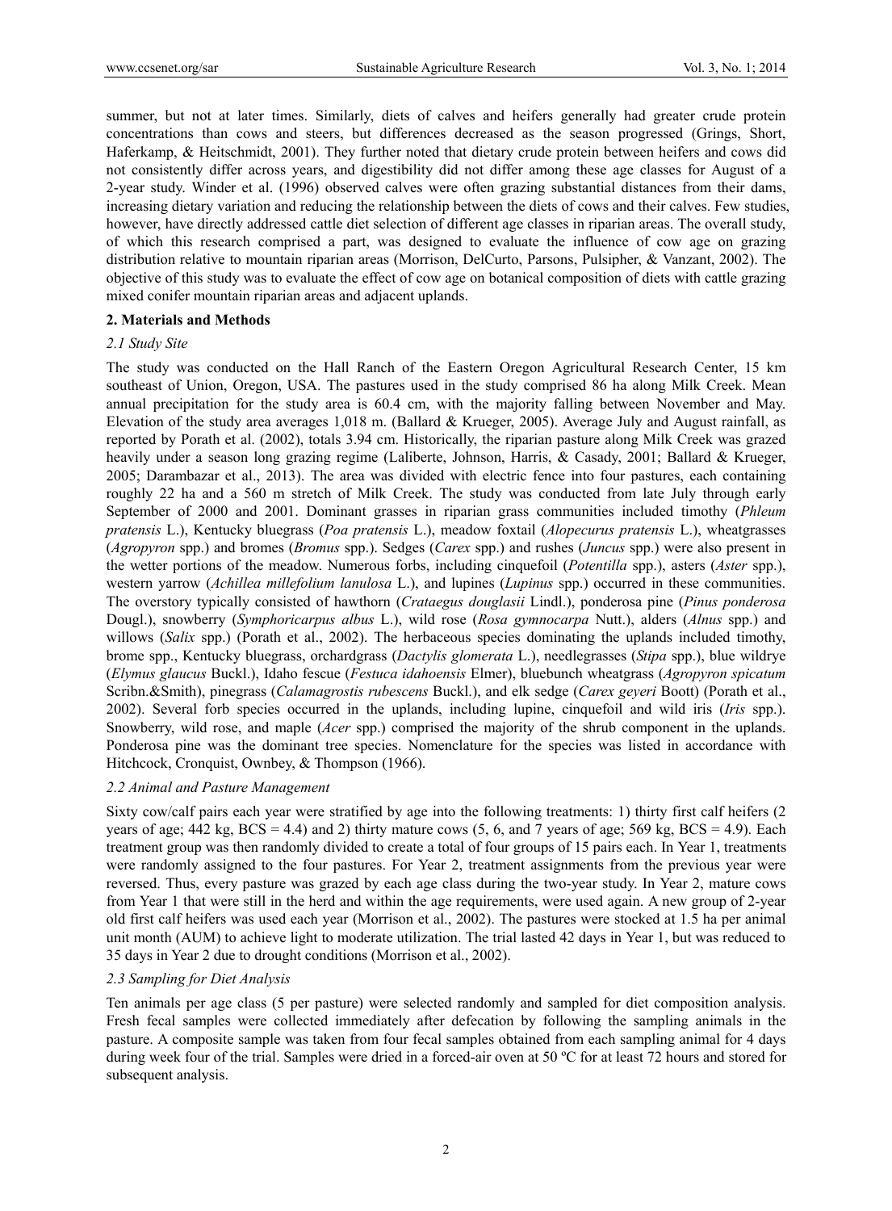summer, but not at later times. Similarly, diets of calves and heifers generally had greater crude protein concentrations than cows and steers, but differences decreased as the season progressed (Grings, Short, Haferkamp, & Heitschmidt, 2001). They further noted that dietary crude protein between heifers and cows did not consistently differ across years, and digestibility did not differ among these age classes for August of a 2-year study. Winder et al. (1996) observed calves were often grazing substantial distances from their dams, increasing dietary variation and reducing the relationship between the diets of cows and their calves. Few studies, however, have directly addressed cattle diet selection of different age classes in riparian areas. The overall study, of which this research comprised a part, was designed to evaluate the influence of cow age on grazing distribution relative to mountain riparian areas (Morrison, DelCurto, Parsons, Pulsipher, & Vanzant, 2002). The objective of this study was to evaluate the effect of cow age on botanical composition of diets with cattle grazing mixed conifer mountain riparian areas and adjacent uplands.

## 2. Materials and Methods

### *2.1 Study Site*

The study was conducted on the Hall Ranch of the Eastern Oregon Agricultural Research Center, 15 km southeast of Union, Oregon, USA. The pastures used in the study comprised 86 ha along Milk Creek. Mean annual precipitation for the study area is 60.4 cm, with the majority falling between November and May. Elevation of the study area averages 1,018 m. (Ballard & Krueger, 2005). Average July and August rainfall, as reported by Porath et al. (2002), totals 3.94 cm. Historically, the riparian pasture along Milk Creek was grazed heavily under a season long grazing regime (Laliberte, Johnson, Harris, & Casady, 2001; Ballard & Krueger, 2005; Darambazar et al., 2013). The area was divided with electric fence into four pastures, each containing roughly 22 ha and a 560 m stretch of Milk Creek. The study was conducted from late July through early September of 2000 and 2001. Dominant grasses in riparian grass communities included timothy (*Phleum pratensis* L.), Kentucky bluegrass (*Poa pratensis* L.), meadow foxtail (*Alopecurus pratensis* L.), wheatgrasses (*Agropyron* spp.) and bromes (*Bromus* spp.). Sedges (*Carex* spp.) and rushes (*Juncus* spp.) were also present in the wetter portions of the meadow. Numerous forbs, including cinquefoil (*Potentilla* spp.), asters (*Aster* spp.), western yarrow (*Achillea millefolium lanulosa* L.), and lupines (*Lupinus* spp.) occurred in these communities. The overstory typically consisted of hawthorn (*Crataegus douglasii* Lindl.), ponderosa pine (*Pinus ponderosa* Dougl.), snowberry (*Symphoricarpus albus* L.), wild rose (*Rosa gymnocarpa* Nutt.), alders (*Alnus* spp.) and willows (*Salix* spp.) (Porath et al., 2002). The herbaceous species dominating the uplands included timothy, brome spp., Kentucky bluegrass, orchardgrass (*Dactylis glomerata* L.), needlegrasses (*Stipa* spp.), blue wildrye (*Elymus glaucus* Buckl.), Idaho fescue (*Festuca idahoensis* Elmer), bluebunch wheatgrass (*Agropyron spicatum* Scribn.&Smith), pinegrass (*Calamagrostis rubescens* Buckl.), and elk sedge (*Carex geyeri* Boott) (Porath et al., 2002). Several forb species occurred in the uplands, including lupine, cinquefoil and wild iris (*Iris* spp.). Snowberry, wild rose, and maple (*Acer* spp.) comprised the majority of the shrub component in the uplands. Ponderosa pine was the dominant tree species. Nomenclature for the species was listed in accordance with Hitchcock, Cronquist, Ownbey, & Thompson (1966).

### *2.2 Animal and Pasture Management*

Sixty cow/calf pairs each year were stratified by age into the following treatments: 1) thirty first calf heifers (2 years of age; 442 kg, BCS = 4.4) and 2) thirty mature cows (5, 6, and 7 years of age; 569 kg, BCS = 4.9). Each treatment group was then randomly divided to create a total of four groups of 15 pairs each. In Year 1, treatments were randomly assigned to the four pastures. For Year 2, treatment assignments from the previous year were reversed. Thus, every pasture was grazed by each age class during the two-year study. In Year 2, mature cows from Year 1 that were still in the herd and within the age requirements, were used again. A new group of 2-year old first calf heifers was used each year (Morrison et al., 2002). The pastures were stocked at 1.5 ha per animal unit month (AUM) to achieve light to moderate utilization. The trial lasted 42 days in Year 1, but was reduced to 35 days in Year 2 due to drought conditions (Morrison et al., 2002).

### *2.3 Sampling for Diet Analysis*

Ten animals per age class (5 per pasture) were selected randomly and sampled for diet composition analysis. Fresh fecal samples were collected immediately after defecation by following the sampling animals in the pasture. A composite sample was taken from four fecal samples obtained from each sampling animal for 4 days during week four of the trial. Samples were dried in a forced-air oven at 50 ºC for at least 72 hours and stored for subsequent analysis.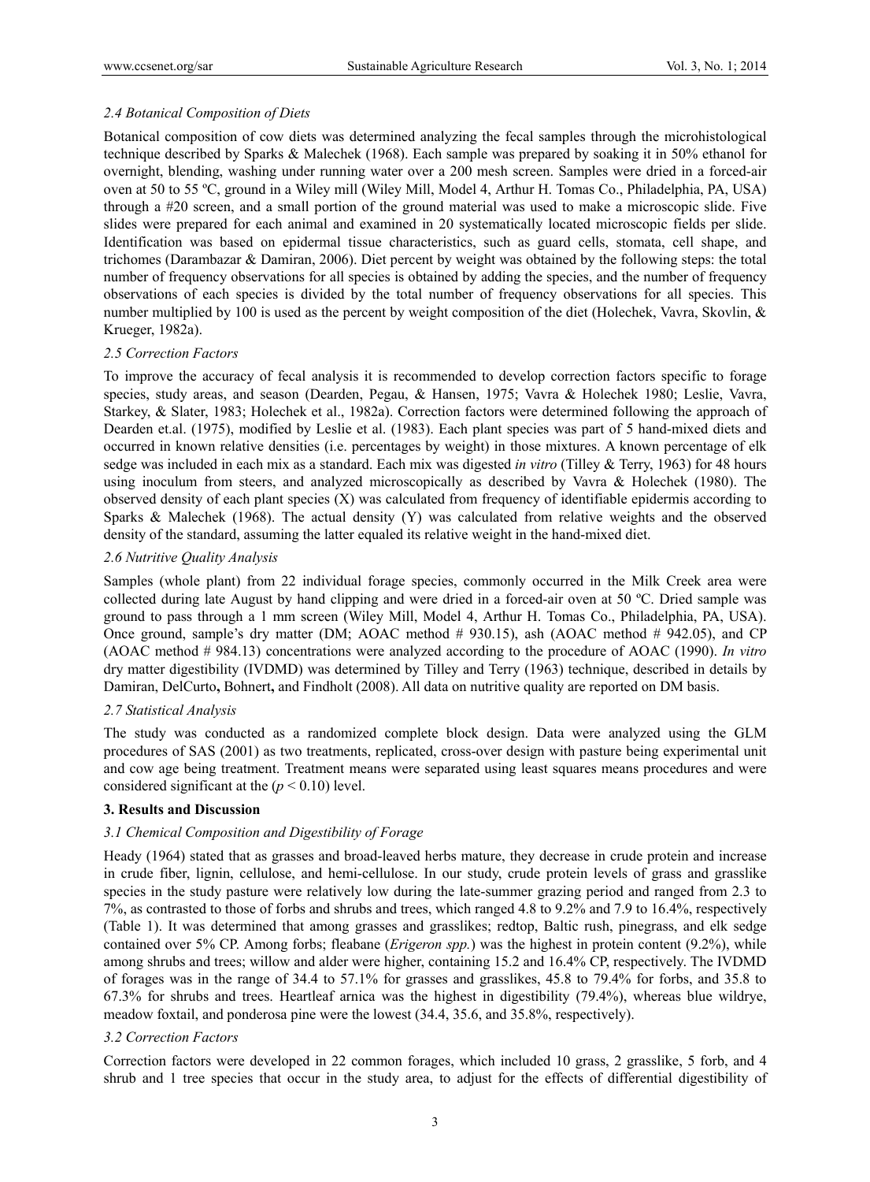### 2.4 Botanical Composition of Diets

Botanical composition of cow diets was determined analyzing the fecal samples through the microhistological technique described by Sparks & Malechek (1968). Each sample was prepared by soaking it in 50% ethanol for overnight, blending, washing under running water over a 200 mesh screen. Samples were dried in a forced-air oven at 50 to 55 ºC, ground in a Wiley mill (Wiley Mill, Model 4, Arthur H. Tomas Co., Philadelphia, PA, USA) through a #20 screen, and a small portion of the ground material was used to make a microscopic slide. Five slides were prepared for each animal and examined in 20 systematically located microscopic fields per slide. Identification was based on epidermal tissue characteristics, such as guard cells, stomata, cell shape, and trichomes (Darambazar & Damiran, 2006). Diet percent by weight was obtained by the following steps: the total number of frequency observations for all species is obtained by adding the species, and the number of frequency observations of each species is divided by the total number of frequency observations for all species. This number multiplied by 100 is used as the percent by weight composition of the diet (Holechek, Vavra, Skovlin, & Krueger, 1982a).

### 2.5 Correction Factors

To improve the accuracy of fecal analysis it is recommended to develop correction factors specific to forage species, study areas, and season (Dearden, Pegau, & Hansen, 1975; Vavra & Holechek 1980; Leslie, Vavra, Starkey, & Slater, 1983; Holechek et al., 1982a). Correction factors were determined following the approach of Dearden et.al. (1975), modified by Leslie et al. (1983). Each plant species was part of 5 hand-mixed diets and occurred in known relative densities (i.e. percentages by weight) in those mixtures. A known percentage of elk sedge was included in each mix as a standard. Each mix was digested *in vitro* (Tilley & Terry, 1963) for 48 hours using inoculum from steers, and analyzed microscopically as described by Vavra & Holechek (1980). The observed density of each plant species (X) was calculated from frequency of identifiable epidermis according to Sparks & Malechek (1968). The actual density (Y) was calculated from relative weights and the observed density of the standard, assuming the latter equaled its relative weight in the hand-mixed diet.

### 2.6 Nutritive Quality Analysis

Samples (whole plant) from 22 individual forage species, commonly occurred in the Milk Creek area were collected during late August by hand clipping and were dried in a forced-air oven at 50 ºC. Dried sample was ground to pass through a 1 mm screen (Wiley Mill, Model 4, Arthur H. Tomas Co., Philadelphia, PA, USA). Once ground, sample's dry matter (DM; AOAC method # 930.15), ash (AOAC method # 942.05), and CP (AOAC method # 984.13) concentrations were analyzed according to the procedure of AOAC (1990). *In vitro* dry matter digestibility (IVDMD) was determined by Tilley and Terry (1963) technique, described in details by Damiran, DelCurto**,** Bohnert**,** and Findholt (2008). All data on nutritive quality are reported on DM basis.

### 2.7 Statistical Analysis

The study was conducted as a randomized complete block design. Data were analyzed using the GLM procedures of SAS (2001) as two treatments, replicated, cross-over design with pasture being experimental unit and cow age being treatment. Treatment means were separated using least squares means procedures and were considered significant at the ($p < 0.10$) level.

## 3. Results and Discussion

### 3.1 Chemical Composition and Digestibility of Forage

Heady (1964) stated that as grasses and broad-leaved herbs mature, they decrease in crude protein and increase in crude fiber, lignin, cellulose, and hemi-cellulose. In our study, crude protein levels of grass and grasslike species in the study pasture were relatively low during the late-summer grazing period and ranged from 2.3 to 7%, as contrasted to those of forbs and shrubs and trees, which ranged 4.8 to 9.2% and 7.9 to 16.4%, respectively (Table 1). It was determined that among grasses and grasslikes; redtop, Baltic rush, pinegrass, and elk sedge contained over 5% CP. Among forbs; fleabane (*Erigeron spp.*) was the highest in protein content (9.2%), while among shrubs and trees; willow and alder were higher, containing 15.2 and 16.4% CP, respectively. The IVDMD of forages was in the range of 34.4 to 57.1% for grasses and grasslikes, 45.8 to 79.4% for forbs, and 35.8 to 67.3% for shrubs and trees. Heartleaf arnica was the highest in digestibility (79.4%), whereas blue wildrye, meadow foxtail, and ponderosa pine were the lowest (34.4, 35.6, and 35.8%, respectively).

### 3.2 Correction Factors

Correction factors were developed in 22 common forages, which included 10 grass, 2 grasslike, 5 forb, and 4 shrub and 1 tree species that occur in the study area, to adjust for the effects of differential digestibility of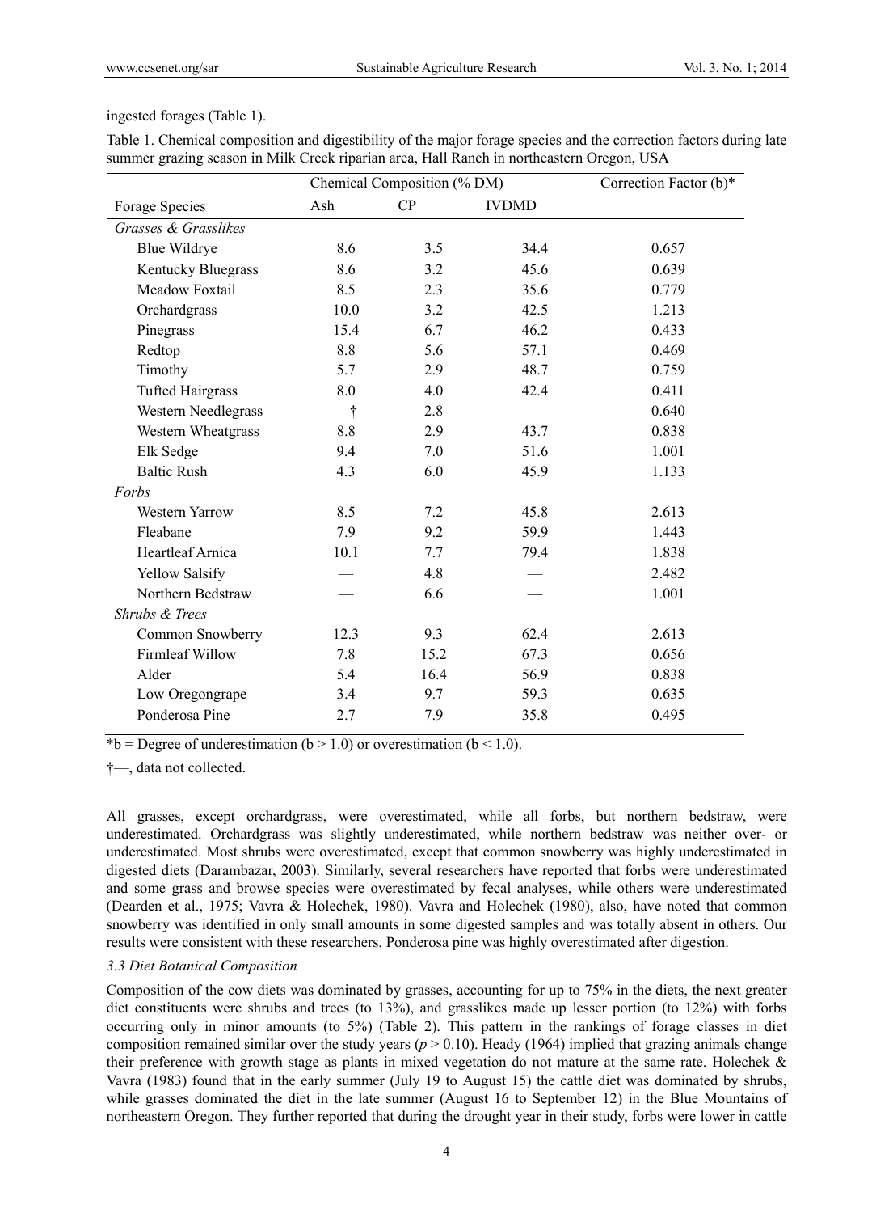ingested forages (Table 1).

Table 1. Chemical composition and digestibility of the major forage species and the correction factors during late summer grazing season in Milk Creek riparian area, Hall Ranch in northeastern Oregon, USA

| | Chemical Composition (% DM) | | | Correction Factor (b)* |
|---|---|---|---|---|
| Forage Species | Ash | CP | IVDMD | |
| *Grasses & Grasslikes* | | | | |
| Blue Wildrye | 8.6 | 3.5 | 34.4 | 0.657 |
| Kentucky Bluegrass | 8.6 | 3.2 | 45.6 | 0.639 |
| Meadow Foxtail | 8.5 | 2.3 | 35.6 | 0.779 |
| Orchardgrass | 10.0 | 3.2 | 42.5 | 1.213 |
| Pinegrass | 15.4 | 6.7 | 46.2 | 0.433 |
| Redtop | 8.8 | 5.6 | 57.1 | 0.469 |
| Timothy | 5.7 | 2.9 | 48.7 | 0.759 |
| Tufted Hairgrass | 8.0 | 4.0 | 42.4 | 0.411 |
| Western Needlegrass | —† | 2.8 | — | 0.640 |
| Western Wheatgrass | 8.8 | 2.9 | 43.7 | 0.838 |
| Elk Sedge | 9.4 | 7.0 | 51.6 | 1.001 |
| Baltic Rush | 4.3 | 6.0 | 45.9 | 1.133 |
| *Forbs* | | | | |
| Western Yarrow | 8.5 | 7.2 | 45.8 | 2.613 |
| Fleabane | 7.9 | 9.2 | 59.9 | 1.443 |
| Heartleaf Arnica | 10.1 | 7.7 | 79.4 | 1.838 |
| Yellow Salsify | — | 4.8 | — | 2.482 |
| Northern Bedstraw | — | 6.6 | — | 1.001 |
| *Shrubs & Trees* | | | | |
| Common Snowberry | 12.3 | 9.3 | 62.4 | 2.613 |
| Firmleaf Willow | 7.8 | 15.2 | 67.3 | 0.656 |
| Alder | 5.4 | 16.4 | 56.9 | 0.838 |
| Low Oregongrape | 3.4 | 9.7 | 59.3 | 0.635 |
| Ponderosa Pine | 2.7 | 7.9 | 35.8 | 0.495 |

*b = Degree of underestimation ($b > 1.0$) or overestimation ($b < 1.0$).

†—, data not collected.

All grasses, except orchardgrass, were overestimated, while all forbs, but northern bedstraw, were underestimated. Orchardgrass was slightly underestimated, while northern bedstraw was neither over- or underestimated. Most shrubs were overestimated, except that common snowberry was highly underestimated in digested diets (Darambazar, 2003). Similarly, several researchers have reported that forbs were underestimated and some grass and browse species were overestimated by fecal analyses, while others were underestimated (Dearden et al., 1975; Vavra & Holechek, 1980). Vavra and Holechek (1980), also, have noted that common snowberry was identified in only small amounts in some digested samples and was totally absent in others. Our results were consistent with these researchers. Ponderosa pine was highly overestimated after digestion.

### *3.3 Diet Botanical Composition*

Composition of the cow diets was dominated by grasses, accounting for up to 75% in the diets, the next greater diet constituents were shrubs and trees (to 13%), and grasslikes made up lesser portion (to 12%) with forbs occurring only in minor amounts (to 5%) (Table 2). This pattern in the rankings of forage classes in diet composition remained similar over the study years ($p > 0.10$). Heady (1964) implied that grazing animals change their preference with growth stage as plants in mixed vegetation do not mature at the same rate. Holechek & Vavra (1983) found that in the early summer (July 19 to August 15) the cattle diet was dominated by shrubs, while grasses dominated the diet in the late summer (August 16 to September 12) in the Blue Mountains of northeastern Oregon. They further reported that during the drought year in their study, forbs were lower in cattle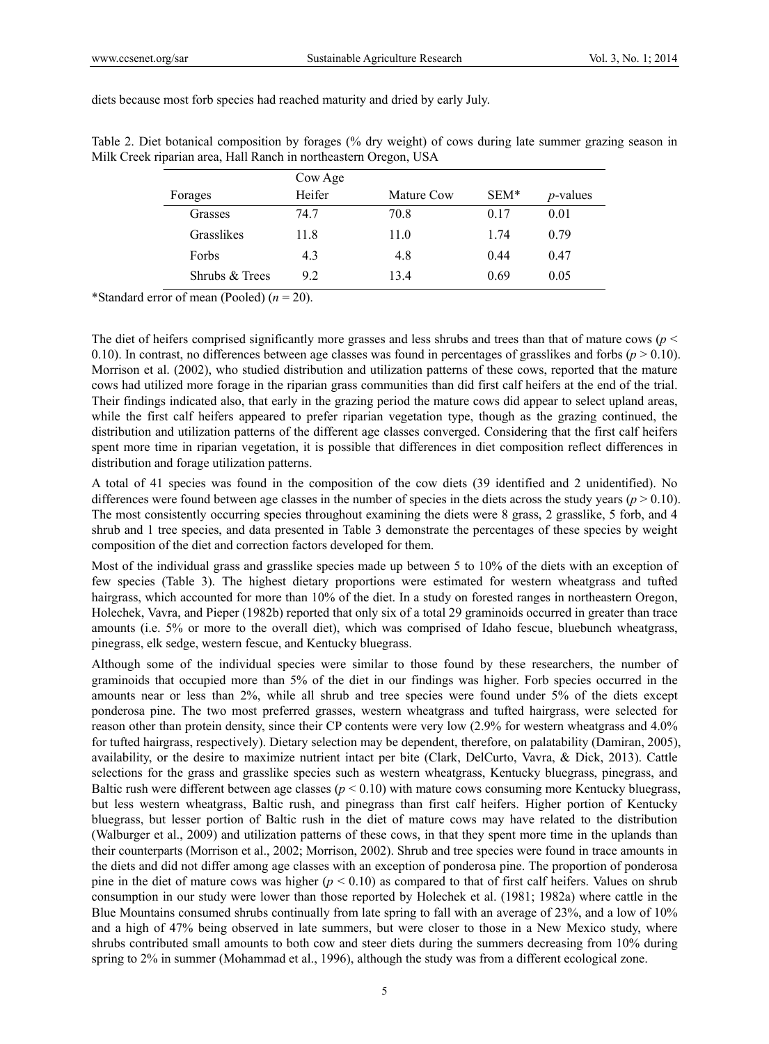diets because most forb species had reached maturity and dried by early July.

Table 2. Diet botanical composition by forages (% dry weight) of cows during late summer grazing season in Milk Creek riparian area, Hall Ranch in northeastern Oregon, USA

| Forages | Cow Age Heifer | Mature Cow | SEM* | *p*-values |
|---|---|---|---|---|
| Grasses | 74.7 | 70.8 | 0.17 | 0.01 |
| Grasslikes | 11.8 | 11.0 | 1.74 | 0.79 |
| Forbs | 4.3 | 4.8 | 0.44 | 0.47 |
| Shrubs & Trees | 9.2 | 13.4 | 0.69 | 0.05 |

*Standard error of mean (Pooled) ($n = 20$).

The diet of heifers comprised significantly more grasses and less shrubs and trees than that of mature cows ($p < 0.10$). In contrast, no differences between age classes was found in percentages of grasslikes and forbs ($p > 0.10$). Morrison et al. (2002), who studied distribution and utilization patterns of these cows, reported that the mature cows had utilized more forage in the riparian grass communities than did first calf heifers at the end of the trial. Their findings indicated also, that early in the grazing period the mature cows did appear to select upland areas, while the first calf heifers appeared to prefer riparian vegetation type, though as the grazing continued, the distribution and utilization patterns of the different age classes converged. Considering that the first calf heifers spent more time in riparian vegetation, it is possible that differences in diet composition reflect differences in distribution and forage utilization patterns.

A total of 41 species was found in the composition of the cow diets (39 identified and 2 unidentified). No differences were found between age classes in the number of species in the diets across the study years ($p > 0.10$). The most consistently occurring species throughout examining the diets were 8 grass, 2 grasslike, 5 forb, and 4 shrub and 1 tree species, and data presented in Table 3 demonstrate the percentages of these species by weight composition of the diet and correction factors developed for them.

Most of the individual grass and grasslike species made up between 5 to 10% of the diets with an exception of few species (Table 3). The highest dietary proportions were estimated for western wheatgrass and tufted hairgrass, which accounted for more than 10% of the diet. In a study on forested ranges in northeastern Oregon, Holechek, Vavra, and Pieper (1982b) reported that only six of a total 29 graminoids occurred in greater than trace amounts (i.e. 5% or more to the overall diet), which was comprised of Idaho fescue, bluebunch wheatgrass, pinegrass, elk sedge, western fescue, and Kentucky bluegrass.

Although some of the individual species were similar to those found by these researchers, the number of graminoids that occupied more than 5% of the diet in our findings was higher. Forb species occurred in the amounts near or less than 2%, while all shrub and tree species were found under 5% of the diets except ponderosa pine. The two most preferred grasses, western wheatgrass and tufted hairgrass, were selected for reason other than protein density, since their CP contents were very low (2.9% for western wheatgrass and 4.0% for tufted hairgrass, respectively). Dietary selection may be dependent, therefore, on palatability (Damiran, 2005), availability, or the desire to maximize nutrient intact per bite (Clark, DelCurto, Vavra, & Dick, 2013). Cattle selections for the grass and grasslike species such as western wheatgrass, Kentucky bluegrass, pinegrass, and Baltic rush were different between age classes ($p < 0.10$) with mature cows consuming more Kentucky bluegrass, but less western wheatgrass, Baltic rush, and pinegrass than first calf heifers. Higher portion of Kentucky bluegrass, but lesser portion of Baltic rush in the diet of mature cows may have related to the distribution (Walburger et al., 2009) and utilization patterns of these cows, in that they spent more time in the uplands than their counterparts (Morrison et al., 2002; Morrison, 2002). Shrub and tree species were found in trace amounts in the diets and did not differ among age classes with an exception of ponderosa pine. The proportion of ponderosa pine in the diet of mature cows was higher ($p < 0.10$) as compared to that of first calf heifers. Values on shrub consumption in our study were lower than those reported by Holechek et al. (1981; 1982a) where cattle in the Blue Mountains consumed shrubs continually from late spring to fall with an average of 23%, and a low of 10% and a high of 47% being observed in late summers, but were closer to those in a New Mexico study, where shrubs contributed small amounts to both cow and steer diets during the summers decreasing from 10% during spring to 2% in summer (Mohammad et al., 1996), although the study was from a different ecological zone.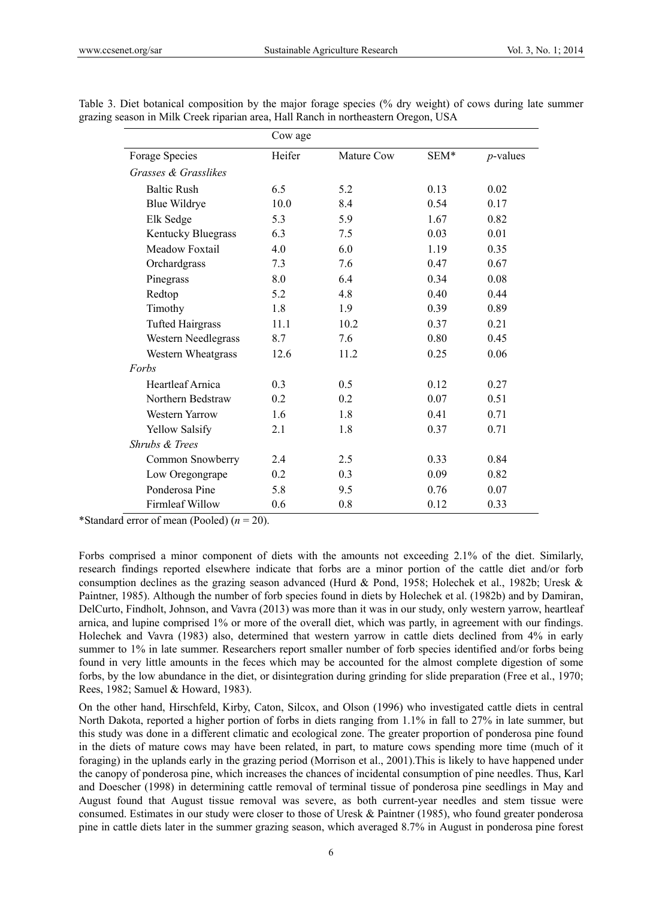Table 3. Diet botanical composition by the major forage species (% dry weight) of cows during late summer grazing season in Milk Creek riparian area, Hall Ranch in northeastern Oregon, USA

| | Cow age | | | |
|---|---|---|---|---|
| Forage Species | Heifer | Mature Cow | SEM* | *p*-values |
| *Grasses & Grasslikes* | | | | |
| Baltic Rush | 6.5 | 5.2 | 0.13 | 0.02 |
| Blue Wildrye | 10.0 | 8.4 | 0.54 | 0.17 |
| Elk Sedge | 5.3 | 5.9 | 1.67 | 0.82 |
| Kentucky Bluegrass | 6.3 | 7.5 | 0.03 | 0.01 |
| Meadow Foxtail | 4.0 | 6.0 | 1.19 | 0.35 |
| Orchardgrass | 7.3 | 7.6 | 0.47 | 0.67 |
| Pinegrass | 8.0 | 6.4 | 0.34 | 0.08 |
| Redtop | 5.2 | 4.8 | 0.40 | 0.44 |
| Timothy | 1.8 | 1.9 | 0.39 | 0.89 |
| Tufted Hairgrass | 11.1 | 10.2 | 0.37 | 0.21 |
| Western Needlegrass | 8.7 | 7.6 | 0.80 | 0.45 |
| Western Wheatgrass | 12.6 | 11.2 | 0.25 | 0.06 |
| *Forbs* | | | | |
| Heartleaf Arnica | 0.3 | 0.5 | 0.12 | 0.27 |
| Northern Bedstraw | 0.2 | 0.2 | 0.07 | 0.51 |
| Western Yarrow | 1.6 | 1.8 | 0.41 | 0.71 |
| Yellow Salsify | 2.1 | 1.8 | 0.37 | 0.71 |
| *Shrubs & Trees* | | | | |
| Common Snowberry | 2.4 | 2.5 | 0.33 | 0.84 |
| Low Oregongrape | 0.2 | 0.3 | 0.09 | 0.82 |
| Ponderosa Pine | 5.8 | 9.5 | 0.76 | 0.07 |
| Firmleaf Willow | 0.6 | 0.8 | 0.12 | 0.33 |

*Standard error of mean (Pooled) ($n$ = 20).

Forbs comprised a minor component of diets with the amounts not exceeding 2.1% of the diet. Similarly, research findings reported elsewhere indicate that forbs are a minor portion of the cattle diet and/or forb consumption declines as the grazing season advanced (Hurd & Pond, 1958; Holechek et al., 1982b; Uresk & Paintner, 1985). Although the number of forb species found in diets by Holechek et al. (1982b) and by Damiran, DelCurto, Findholt, Johnson, and Vavra (2013) was more than it was in our study, only western yarrow, heartleaf arnica, and lupine comprised 1% or more of the overall diet, which was partly, in agreement with our findings. Holechek and Vavra (1983) also, determined that western yarrow in cattle diets declined from 4% in early summer to 1% in late summer. Researchers report smaller number of forb species identified and/or forbs being found in very little amounts in the feces which may be accounted for the almost complete digestion of some forbs, by the low abundance in the diet, or disintegration during grinding for slide preparation (Free et al., 1970; Rees, 1982; Samuel & Howard, 1983).

On the other hand, Hirschfeld, Kirby, Caton, Silcox, and Olson (1996) who investigated cattle diets in central North Dakota, reported a higher portion of forbs in diets ranging from 1.1% in fall to 27% in late summer, but this study was done in a different climatic and ecological zone. The greater proportion of ponderosa pine found in the diets of mature cows may have been related, in part, to mature cows spending more time (much of it foraging) in the uplands early in the grazing period (Morrison et al., 2001).This is likely to have happened under the canopy of ponderosa pine, which increases the chances of incidental consumption of pine needles. Thus, Karl and Doescher (1998) in determining cattle removal of terminal tissue of ponderosa pine seedlings in May and August found that August tissue removal was severe, as both current-year needles and stem tissue were consumed. Estimates in our study were closer to those of Uresk & Paintner (1985), who found greater ponderosa pine in cattle diets later in the summer grazing season, which averaged 8.7% in August in ponderosa pine forest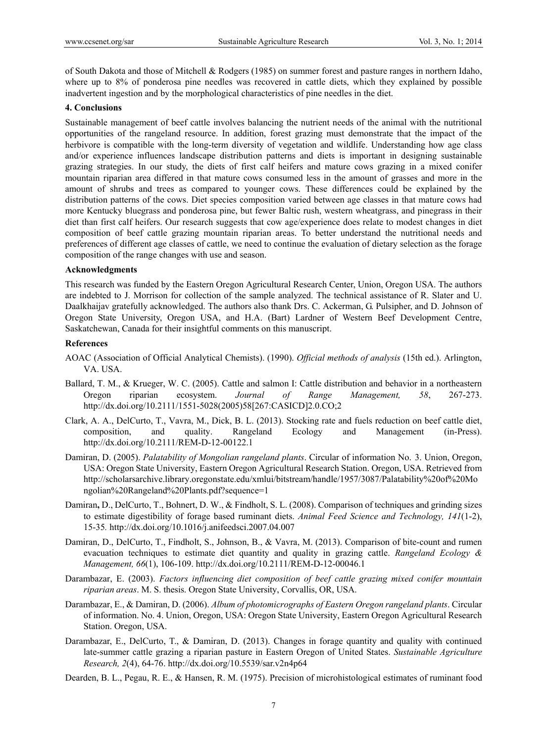of South Dakota and those of Mitchell & Rodgers (1985) on summer forest and pasture ranges in northern Idaho, where up to 8% of ponderosa pine needles was recovered in cattle diets, which they explained by possible inadvertent ingestion and by the morphological characteristics of pine needles in the diet.

## 4. Conclusions

Sustainable management of beef cattle involves balancing the nutrient needs of the animal with the nutritional opportunities of the rangeland resource. In addition, forest grazing must demonstrate that the impact of the herbivore is compatible with the long-term diversity of vegetation and wildlife. Understanding how age class and/or experience influences landscape distribution patterns and diets is important in designing sustainable grazing strategies. In our study, the diets of first calf heifers and mature cows grazing in a mixed conifer mountain riparian area differed in that mature cows consumed less in the amount of grasses and more in the amount of shrubs and trees as compared to younger cows. These differences could be explained by the distribution patterns of the cows. Diet species composition varied between age classes in that mature cows had more Kentucky bluegrass and ponderosa pine, but fewer Baltic rush, western wheatgrass, and pinegrass in their diet than first calf heifers. Our research suggests that cow age/experience does relate to modest changes in diet composition of beef cattle grazing mountain riparian areas. To better understand the nutritional needs and preferences of different age classes of cattle, we need to continue the evaluation of dietary selection as the forage composition of the range changes with use and season.

## Acknowledgments

This research was funded by the Eastern Oregon Agricultural Research Center, Union, Oregon USA. The authors are indebted to J. Morrison for collection of the sample analyzed. The technical assistance of R. Slater and U. Daalkhaijav gratefully acknowledged. The authors also thank Drs. C. Ackerman, G. Pulsipher, and D. Johnson of Oregon State University, Oregon USA, and H.A. (Bart) Lardner of Western Beef Development Centre, Saskatchewan, Canada for their insightful comments on this manuscript.

## References

AOAC (Association of Official Analytical Chemists). (1990). *Official methods of analysis* (15th ed.). Arlington, VA. USA.

Ballard, T. M., & Krueger, W. C. (2005). Cattle and salmon I: Cattle distribution and behavior in a northeastern Oregon riparian ecosystem. *Journal of Range Management, 58*, 267-273. http://dx.doi.org/10.2111/1551-5028(2005)58[267:CASICD]2.0.CO;2

Clark, A. A., DelCurto, T., Vavra, M., Dick, B. L. (2013). Stocking rate and fuels reduction on beef cattle diet, composition, and quality. Rangeland Ecology and Management (in-Press). http://dx.doi.org/10.2111/REM-D-12-00122.1

Damiran, D. (2005). *Palatability of Mongolian rangeland plants*. Circular of information No. 3. Union, Oregon, USA: Oregon State University, Eastern Oregon Agricultural Research Station. Oregon, USA. Retrieved from http://scholarsarchive.library.oregonstate.edu/xmlui/bitstream/handle/1957/3087/Palatability%20of%20Mongolian%20Rangeland%20Plants.pdf?sequence=1

Damiran, D., DelCurto, T., Bohnert, D. W., & Findholt, S. L. (2008). Comparison of techniques and grinding sizes to estimate digestibility of forage based ruminant diets. *Animal Feed Science and Technology, 141*(1-2), 15-35. http://dx.doi.org/10.1016/j.anifeedsci.2007.04.007

Damiran, D., DelCurto, T., Findholt, S., Johnson, B., & Vavra, M. (2013). Comparison of bite-count and rumen evacuation techniques to estimate diet quantity and quality in grazing cattle. *Rangeland Ecology & Management, 66*(1), 106-109. http://dx.doi.org/10.2111/REM-D-12-00046.1

Darambazar, E. (2003). *Factors influencing diet composition of beef cattle grazing mixed conifer mountain riparian areas*. M. S. thesis. Oregon State University, Corvallis, OR, USA.

Darambazar, E., & Damiran, D. (2006). *Album of photomicrographs of Eastern Oregon rangeland plants*. Circular of information. No. 4. Union, Oregon, USA: Oregon State University, Eastern Oregon Agricultural Research Station. Oregon, USA.

Darambazar, E., DelCurto, T., & Damiran, D. (2013). Changes in forage quantity and quality with continued late-summer cattle grazing a riparian pasture in Eastern Oregon of United States. *Sustainable Agriculture Research, 2*(4), 64-76. http://dx.doi.org/10.5539/sar.v2n4p64

Dearden, B. L., Pegau, R. E., & Hansen, R. M. (1975). Precision of microhistological estimates of ruminant food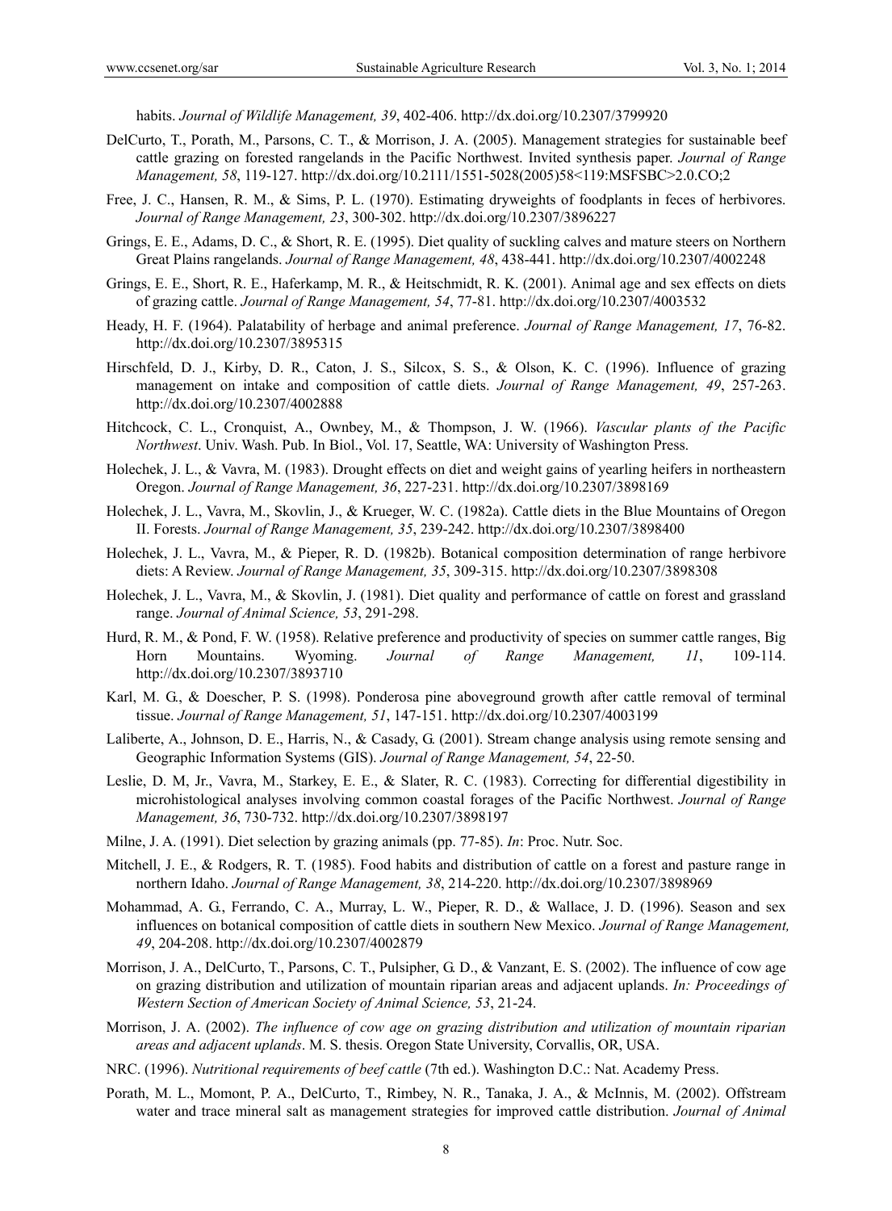habits. *Journal of Wildlife Management, 39*, 402-406. http://dx.doi.org/10.2307/3799920

DelCurto, T., Porath, M., Parsons, C. T., & Morrison, J. A. (2005). Management strategies for sustainable beef cattle grazing on forested rangelands in the Pacific Northwest. Invited synthesis paper. *Journal of Range Management, 58*, 119-127. http://dx.doi.org/10.2111/1551-5028(2005)58<119:MSFSBC>2.0.CO;2

Free, J. C., Hansen, R. M., & Sims, P. L. (1970). Estimating dryweights of foodplants in feces of herbivores. *Journal of Range Management, 23*, 300-302. http://dx.doi.org/10.2307/3896227

Grings, E. E., Adams, D. C., & Short, R. E. (1995). Diet quality of suckling calves and mature steers on Northern Great Plains rangelands. *Journal of Range Management, 48*, 438-441. http://dx.doi.org/10.2307/4002248

Grings, E. E., Short, R. E., Haferkamp, M. R., & Heitschmidt, R. K. (2001). Animal age and sex effects on diets of grazing cattle. *Journal of Range Management, 54*, 77-81. http://dx.doi.org/10.2307/4003532

Heady, H. F. (1964). Palatability of herbage and animal preference. *Journal of Range Management, 17*, 76-82. http://dx.doi.org/10.2307/3895315

Hirschfeld, D. J., Kirby, D. R., Caton, J. S., Silcox, S. S., & Olson, K. C. (1996). Influence of grazing management on intake and composition of cattle diets. *Journal of Range Management, 49*, 257-263. http://dx.doi.org/10.2307/4002888

Hitchcock, C. L., Cronquist, A., Ownbey, M., & Thompson, J. W. (1966). *Vascular plants of the Pacific Northwest*. Univ. Wash. Pub. In Biol., Vol. 17, Seattle, WA: University of Washington Press.

Holechek, J. L., & Vavra, M. (1983). Drought effects on diet and weight gains of yearling heifers in northeastern Oregon. *Journal of Range Management, 36*, 227-231. http://dx.doi.org/10.2307/3898169

Holechek, J. L., Vavra, M., Skovlin, J., & Krueger, W. C. (1982a). Cattle diets in the Blue Mountains of Oregon II. Forests. *Journal of Range Management, 35*, 239-242. http://dx.doi.org/10.2307/3898400

Holechek, J. L., Vavra, M., & Pieper, R. D. (1982b). Botanical composition determination of range herbivore diets: A Review. *Journal of Range Management, 35*, 309-315. http://dx.doi.org/10.2307/3898308

Holechek, J. L., Vavra, M., & Skovlin, J. (1981). Diet quality and performance of cattle on forest and grassland range. *Journal of Animal Science, 53*, 291-298.

Hurd, R. M., & Pond, F. W. (1958). Relative preference and productivity of species on summer cattle ranges, Big Horn Mountains. Wyoming. *Journal of Range Management, 11*, 109-114. http://dx.doi.org/10.2307/3893710

Karl, M. G., & Doescher, P. S. (1998). Ponderosa pine aboveground growth after cattle removal of terminal tissue. *Journal of Range Management, 51*, 147-151. http://dx.doi.org/10.2307/4003199

Laliberte, A., Johnson, D. E., Harris, N., & Casady, G. (2001). Stream change analysis using remote sensing and Geographic Information Systems (GIS). *Journal of Range Management, 54*, 22-50.

Leslie, D. M, Jr., Vavra, M., Starkey, E. E., & Slater, R. C. (1983). Correcting for differential digestibility in microhistological analyses involving common coastal forages of the Pacific Northwest. *Journal of Range Management, 36*, 730-732. http://dx.doi.org/10.2307/3898197

Milne, J. A. (1991). Diet selection by grazing animals (pp. 77-85). *In*: Proc. Nutr. Soc.

Mitchell, J. E., & Rodgers, R. T. (1985). Food habits and distribution of cattle on a forest and pasture range in northern Idaho. *Journal of Range Management, 38*, 214-220. http://dx.doi.org/10.2307/3898969

Mohammad, A. G., Ferrando, C. A., Murray, L. W., Pieper, R. D., & Wallace, J. D. (1996). Season and sex influences on botanical composition of cattle diets in southern New Mexico. *Journal of Range Management, 49*, 204-208. http://dx.doi.org/10.2307/4002879

Morrison, J. A., DelCurto, T., Parsons, C. T., Pulsipher, G. D., & Vanzant, E. S. (2002). The influence of cow age on grazing distribution and utilization of mountain riparian areas and adjacent uplands. *In: Proceedings of Western Section of American Society of Animal Science, 53*, 21-24.

Morrison, J. A. (2002). *The influence of cow age on grazing distribution and utilization of mountain riparian areas and adjacent uplands*. M. S. thesis. Oregon State University, Corvallis, OR, USA.

NRC. (1996). *Nutritional requirements of beef cattle* (7th ed.). Washington D.C.: Nat. Academy Press.

Porath, M. L., Momont, P. A., DelCurto, T., Rimbey, N. R., Tanaka, J. A., & McInnis, M. (2002). Offstream water and trace mineral salt as management strategies for improved cattle distribution. *Journal of Animal*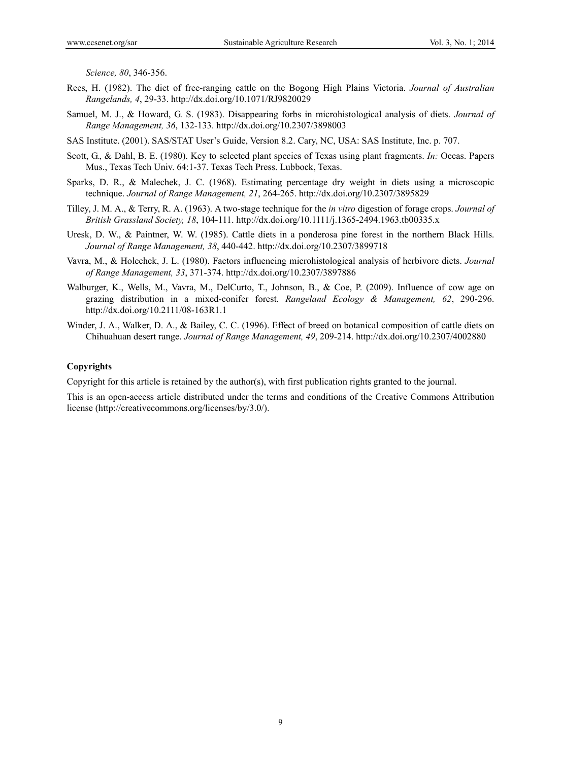*Science, 80*, 346-356.

Rees, H. (1982). The diet of free-ranging cattle on the Bogong High Plains Victoria. *Journal of Australian Rangelands, 4*, 29-33. http://dx.doi.org/10.1071/RJ9820029

Samuel, M. J., & Howard, G. S. (1983). Disappearing forbs in microhistological analysis of diets. *Journal of Range Management, 36*, 132-133. http://dx.doi.org/10.2307/3898003

SAS Institute. (2001). SAS/STAT User's Guide, Version 8.2. Cary, NC, USA: SAS Institute, Inc. p. 707.

Scott, G., & Dahl, B. E. (1980). Key to selected plant species of Texas using plant fragments. *In:* Occas. Papers Mus., Texas Tech Univ. 64:1-37. Texas Tech Press. Lubbock, Texas.

Sparks, D. R., & Malechek, J. C. (1968). Estimating percentage dry weight in diets using a microscopic technique. *Journal of Range Management, 21*, 264-265. http://dx.doi.org/10.2307/3895829

Tilley, J. M. A., & Terry, R. A. (1963). A two-stage technique for the *in vitro* digestion of forage crops. *Journal of British Grassland Society, 18*, 104-111. http://dx.doi.org/10.1111/j.1365-2494.1963.tb00335.x

Uresk, D. W., & Paintner, W. W. (1985). Cattle diets in a ponderosa pine forest in the northern Black Hills. *Journal of Range Management, 38*, 440-442. http://dx.doi.org/10.2307/3899718

Vavra, M., & Holechek, J. L. (1980). Factors influencing microhistological analysis of herbivore diets. *Journal of Range Management, 33*, 371-374. http://dx.doi.org/10.2307/3897886

Walburger, K., Wells, M., Vavra, M., DelCurto, T., Johnson, B., & Coe, P. (2009). Influence of cow age on grazing distribution in a mixed-conifer forest. *Rangeland Ecology & Management, 62*, 290-296. http://dx.doi.org/10.2111/08-163R1.1

Winder, J. A., Walker, D. A., & Bailey, C. C. (1996). Effect of breed on botanical composition of cattle diets on Chihuahuan desert range. *Journal of Range Management, 49*, 209-214. http://dx.doi.org/10.2307/4002880

**Copyrights**

Copyright for this article is retained by the author(s), with first publication rights granted to the journal.

This is an open-access article distributed under the terms and conditions of the Creative Commons Attribution license (http://creativecommons.org/licenses/by/3.0/).